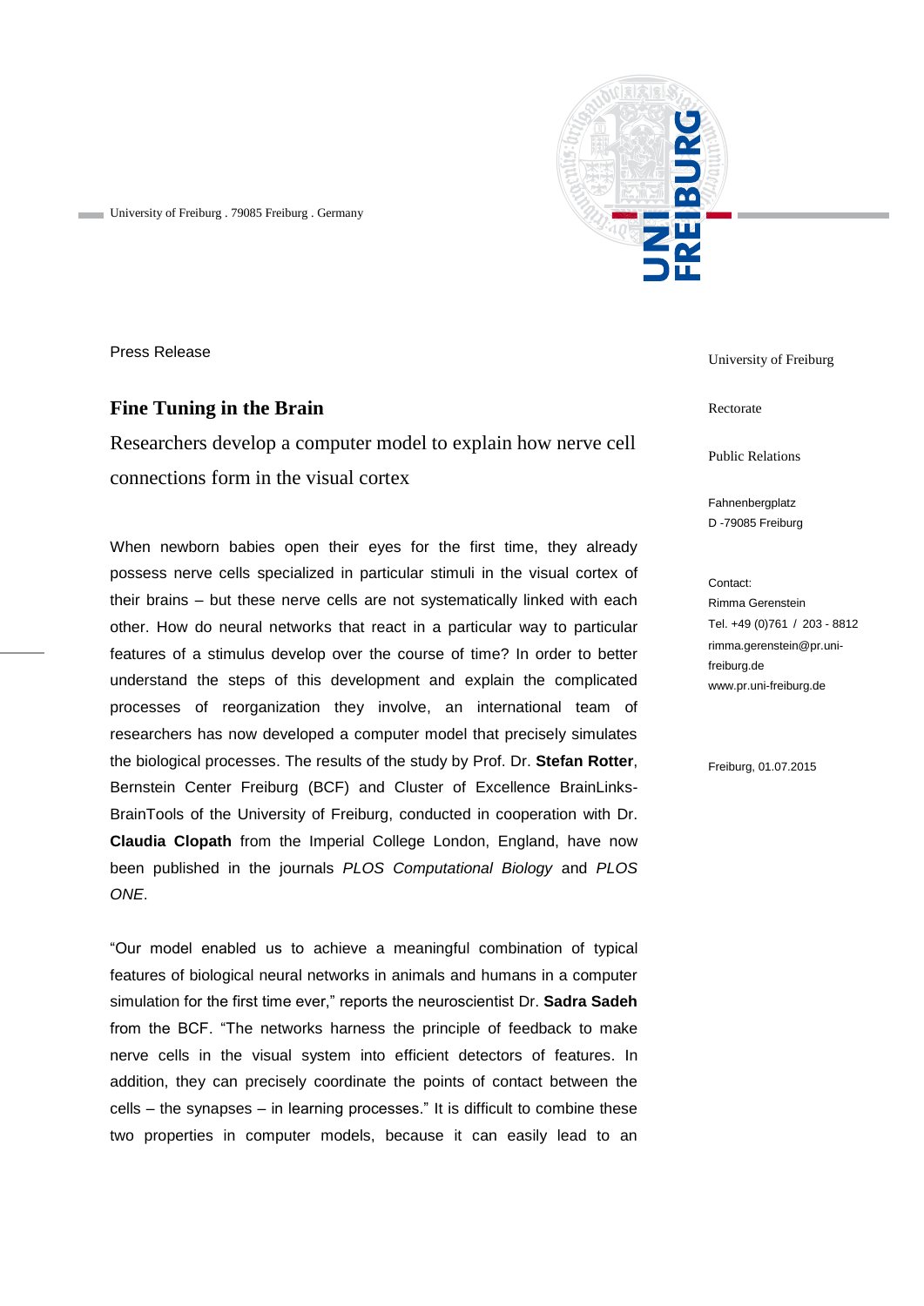University of Freiburg . 79085 Freiburg . Germany

Press Release

University of Freiburg

Rectorate

Public Relations

Fahnenbergplatz
D -79085 Freiburg

Contact:
Rimma Gerenstein
Tel. +49 (0)761 / 203 - 8812
rimma.gerenstein@pr.uni-freiburg.de
www.pr.uni-freiburg.de

Freiburg, 01.07.2015

# Fine Tuning in the Brain

## Researchers develop a computer model to explain how nerve cell connections form in the visual cortex

When newborn babies open their eyes for the first time, they already possess nerve cells specialized in particular stimuli in the visual cortex of their brains – but these nerve cells are not systematically linked with each other. How do neural networks that react in a particular way to particular features of a stimulus develop over the course of time? In order to better understand the steps of this development and explain the complicated processes of reorganization they involve, an international team of researchers has now developed a computer model that precisely simulates the biological processes. The results of the study by Prof. Dr. **Stefan Rotter**, Bernstein Center Freiburg (BCF) and Cluster of Excellence BrainLinks-BrainTools of the University of Freiburg, conducted in cooperation with Dr. **Claudia Clopath** from the Imperial College London, England, have now been published in the journals *PLOS Computational Biology* and *PLOS ONE*.

“Our model enabled us to achieve a meaningful combination of typical features of biological neural networks in animals and humans in a computer simulation for the first time ever,” reports the neuroscientist Dr. **Sadra Sadeh** from the BCF. “The networks harness the principle of feedback to make nerve cells in the visual system into efficient detectors of features. In addition, they can precisely coordinate the points of contact between the cells – the synapses – in learning processes.” It is difficult to combine these two properties in computer models, because it can easily lead to an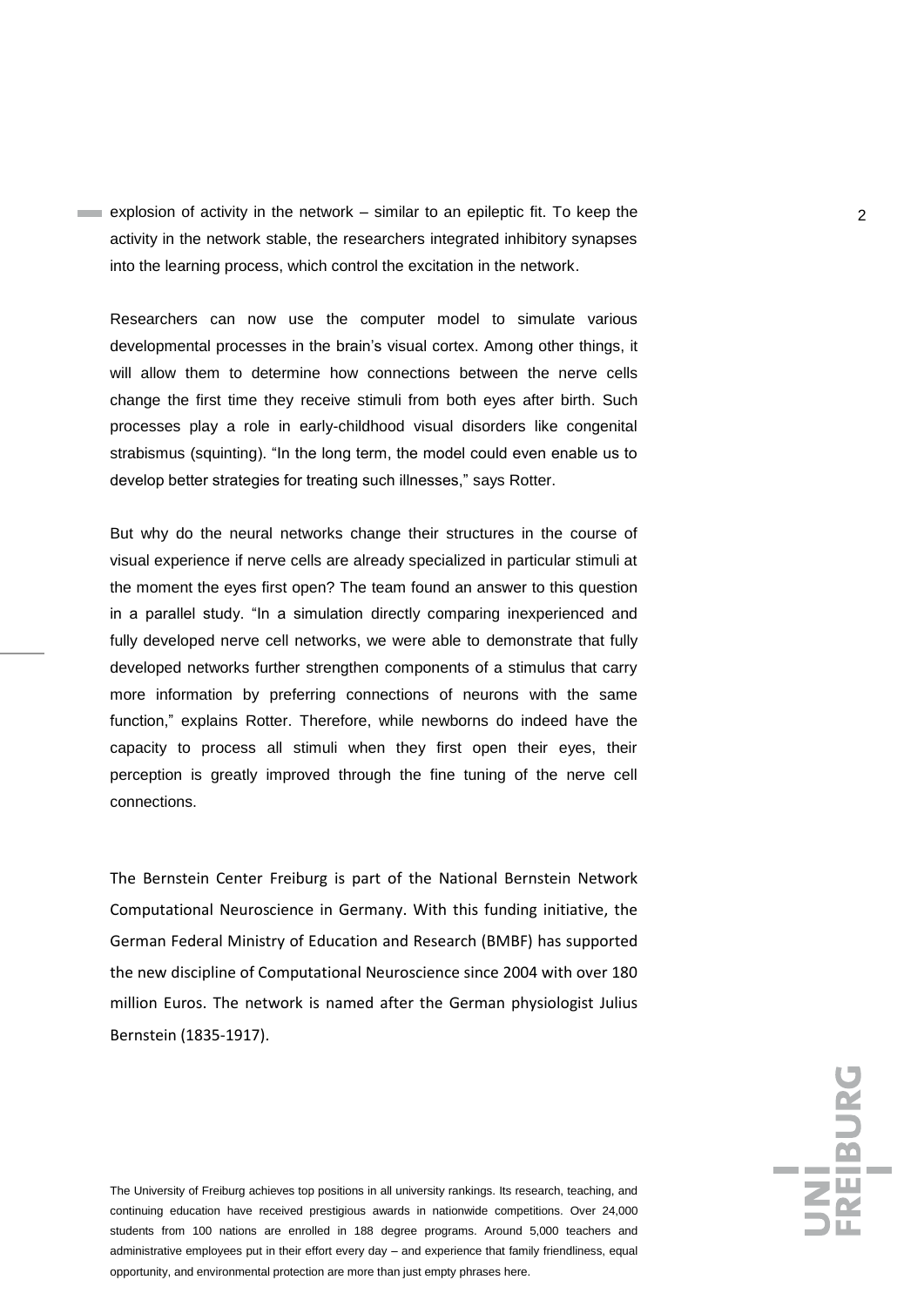explosion of activity in the network – similar to an epileptic fit. To keep the activity in the network stable, the researchers integrated inhibitory synapses into the learning process, which control the excitation in the network.

Researchers can now use the computer model to simulate various developmental processes in the brain's visual cortex. Among other things, it will allow them to determine how connections between the nerve cells change the first time they receive stimuli from both eyes after birth. Such processes play a role in early-childhood visual disorders like congenital strabismus (squinting). "In the long term, the model could even enable us to develop better strategies for treating such illnesses," says Rotter.

But why do the neural networks change their structures in the course of visual experience if nerve cells are already specialized in particular stimuli at the moment the eyes first open? The team found an answer to this question in a parallel study. "In a simulation directly comparing inexperienced and fully developed nerve cell networks, we were able to demonstrate that fully developed networks further strengthen components of a stimulus that carry more information by preferring connections of neurons with the same function," explains Rotter. Therefore, while newborns do indeed have the capacity to process all stimuli when they first open their eyes, their perception is greatly improved through the fine tuning of the nerve cell connections.

The Bernstein Center Freiburg is part of the National Bernstein Network Computational Neuroscience in Germany. With this funding initiative, the German Federal Ministry of Education and Research (BMBF) has supported the new discipline of Computational Neuroscience since 2004 with over 180 million Euros. The network is named after the German physiologist Julius Bernstein (1835-1917).

The University of Freiburg achieves top positions in all university rankings. Its research, teaching, and continuing education have received prestigious awards in nationwide competitions. Over 24,000 students from 100 nations are enrolled in 188 degree programs. Around 5,000 teachers and administrative employees put in their effort every day – and experience that family friendliness, equal opportunity, and environmental protection are more than just empty phrases here.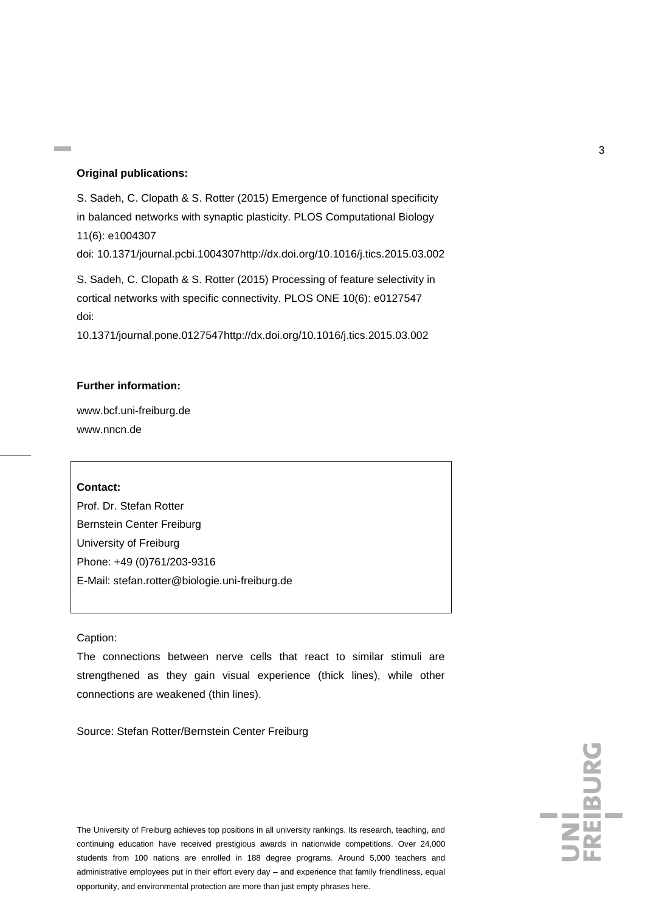**Original publications:**

S. Sadeh, C. Clopath & S. Rotter (2015) Emergence of functional specificity in balanced networks with synaptic plasticity. PLOS Computational Biology 11(6): e1004307

doi: 10.1371/journal.pcbi.1004307http://dx.doi.org/10.1016/j.tics.2015.03.002

S. Sadeh, C. Clopath & S. Rotter (2015) Processing of feature selectivity in cortical networks with specific connectivity. PLOS ONE 10(6): e0127547

doi:

10.1371/journal.pone.0127547http://dx.doi.org/10.1016/j.tics.2015.03.002

**Further information:**

www.bcf.uni-freiburg.de

www.nncn.de

**Contact:**

Prof. Dr. Stefan Rotter

Bernstein Center Freiburg

University of Freiburg

Phone: +49 (0)761/203-9316

E-Mail: stefan.rotter@biologie.uni-freiburg.de

Caption:

The connections between nerve cells that react to similar stimuli are strengthened as they gain visual experience (thick lines), while other connections are weakened (thin lines).

Source: Stefan Rotter/Bernstein Center Freiburg

The University of Freiburg achieves top positions in all university rankings. Its research, teaching, and continuing education have received prestigious awards in nationwide competitions. Over 24,000 students from 100 nations are enrolled in 188 degree programs. Around 5,000 teachers and administrative employees put in their effort every day – and experience that family friendliness, equal opportunity, and environmental protection are more than just empty phrases here.